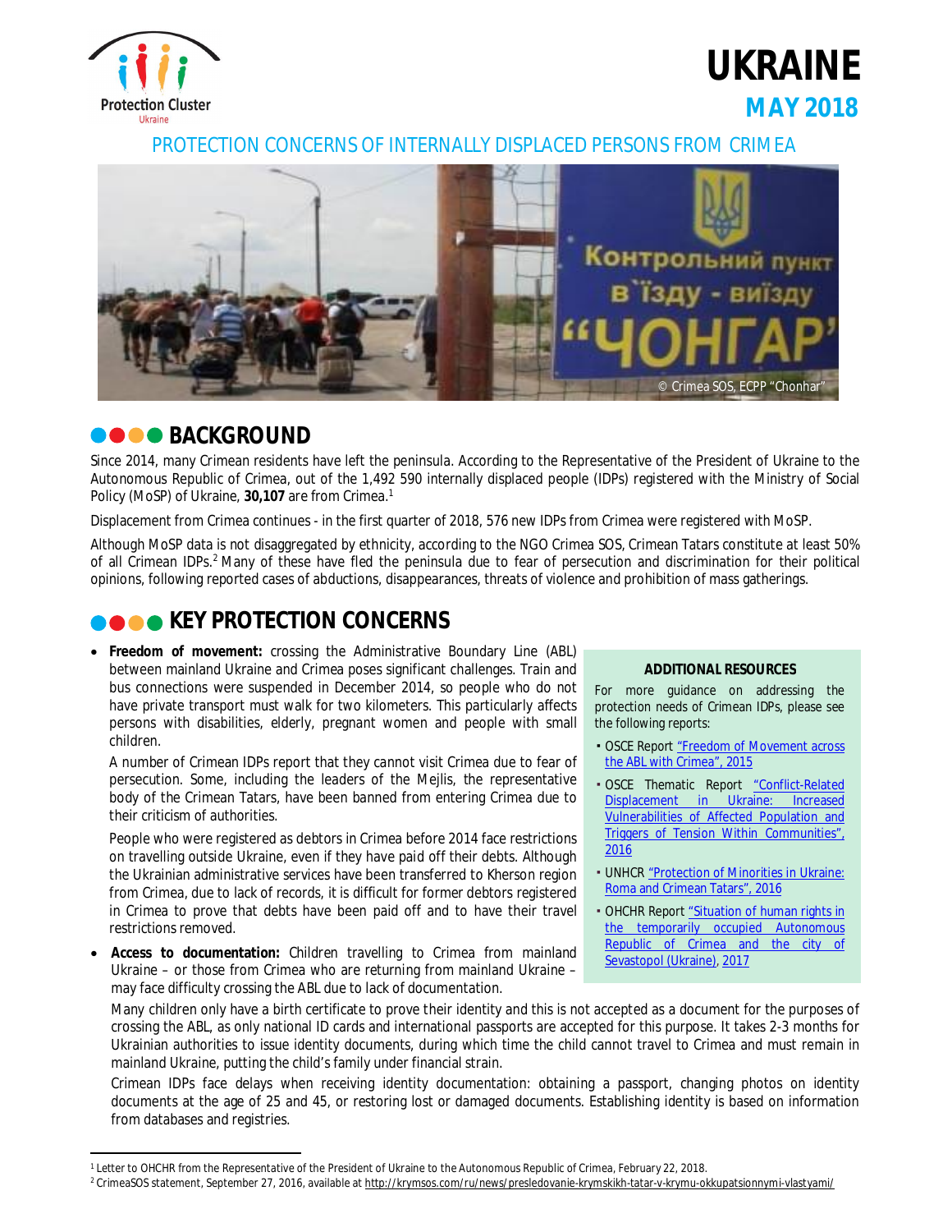# UKRAINE

## MAY 2018

PROTECTION CONCERNS OF INTERNALLY DISPLACED PERSONS FROM CRIMEA

© Crimea SOS, ECPP "Chonhar"

## BACKGROUND

Since 2014, many Crimean residents have left the peninsula. According to the Representative of the President of Ukraine to the Autonomous Republic of Crimea, out of the 1,492 590 internally displaced people (IDPs) registered with the Ministry of Social Policy (MoSP) of Ukraine, **30,107** are from Crimea.[1]

Displacement from Crimea continues - in the first quarter of 2018, 576 new IDPs from Crimea were registered with MoSP.

Although MoSP data is not disaggregated by ethnicity, according to the NGO Crimea SOS, Crimean Tatars constitute at least 50% of all Crimean IDPs.[2] Many of these have fled the peninsula due to fear of persecution and discrimination for their political opinions, following reported cases of abductions, disappearances, threats of violence and prohibition of mass gatherings.

## KEY PROTECTION CONCERNS

- **Freedom of movement:** crossing the Administrative Boundary Line (ABL) between mainland Ukraine and Crimea poses significant challenges. Train and bus connections were suspended in December 2014, so people who do not have private transport must walk for two kilometers. This particularly affects persons with disabilities, elderly, pregnant women and people with small children.

  A number of Crimean IDPs report that they cannot visit Crimea due to fear of persecution. Some, including the leaders of the Mejlis, the representative body of the Crimean Tatars, have been banned from entering Crimea due to their criticism of authorities.

  People who were registered as debtors in Crimea before 2014 face restrictions on travelling outside Ukraine, even if they have paid off their debts. Although the Ukrainian administrative services have been transferred to Kherson region from Crimea, due to lack of records, it is difficult for former debtors registered in Crimea to prove that debts have been paid off and to have their travel restrictions removed.

- **Access to documentation:** Children travelling to Crimea from mainland Ukraine – or those from Crimea who are returning from mainland Ukraine – may face difficulty crossing the ABL due to lack of documentation.

  Many children only have a birth certificate to prove their identity and this is not accepted as a document for the purposes of crossing the ABL, as only national ID cards and international passports are accepted for this purpose. It takes 2-3 months for Ukrainian authorities to issue identity documents, during which time the child cannot travel to Crimea and must remain in mainland Ukraine, putting the child's family under financial strain.

  Crimean IDPs face delays when receiving identity documentation: obtaining a passport, changing photos on identity documents at the age of 25 and 45, or restoring lost or damaged documents. Establishing identity is based on information from databases and registries.

**ADDITIONAL RESOURCES**

For more guidance on addressing the protection needs of Crimean IDPs, please see the following reports:

- OSCE Report "Freedom of Movement across the ABL with Crimea", 2015
- OSCE Thematic Report "Conflict-Related Displacement in Ukraine: Increased Vulnerabilities of Affected Population and Triggers of Tension Within Communities", 2016
- UNHCR "Protection of Minorities in Ukraine: Roma and Crimean Tatars", 2016
- OHCHR Report "Situation of human rights in the temporarily occupied Autonomous Republic of Crimea and the city of Sevastopol (Ukraine), 2017

---

[1] Letter to OHCHR from the Representative of the President of Ukraine to the Autonomous Republic of Crimea, February 22, 2018.

[2] CrimeaSOS statement, September 27, 2016, available at http://krymsos.com/ru/news/presledovanie-krymskikh-tatar-v-krymu-okkupatsionnymi-vlastyami/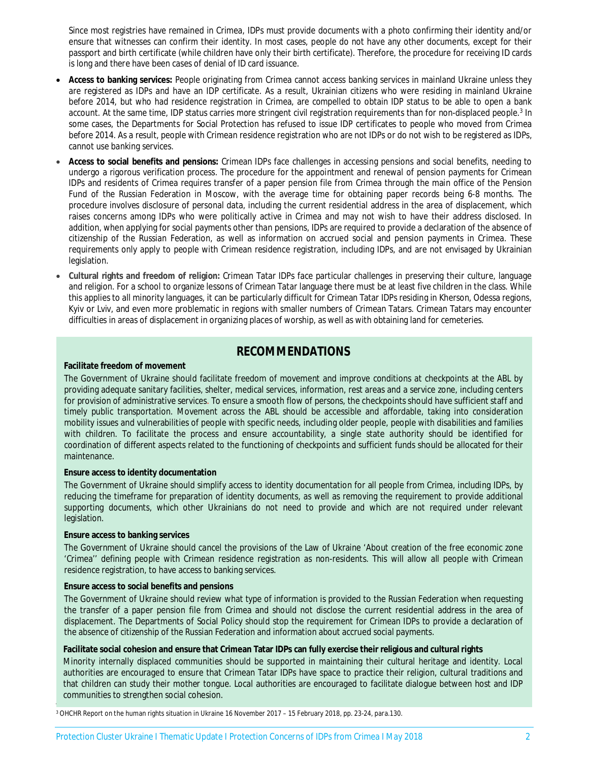Since most registries have remained in Crimea, IDPs must provide documents with a photo confirming their identity and/or ensure that witnesses can confirm their identity. In most cases, people do not have any other documents, except for their passport and birth certificate (while children have only their birth certificate). Therefore, the procedure for receiving ID cards is long and there have been cases of denial of ID card issuance.

- **Access to banking services:** People originating from Crimea cannot access banking services in mainland Ukraine unless they are registered as IDPs and have an IDP certificate. As a result, Ukrainian citizens who were residing in mainland Ukraine before 2014, but who had residence registration in Crimea, are compelled to obtain IDP status to be able to open a bank account. At the same time, IDP status carries more stringent civil registration requirements than for non-displaced people.[3] In some cases, the Departments for Social Protection has refused to issue IDP certificates to people who moved from Crimea before 2014. As a result, people with Crimean residence registration who are not IDPs or do not wish to be registered as IDPs, cannot use banking services.
- **Access to social benefits and pensions:** Crimean IDPs face challenges in accessing pensions and social benefits, needing to undergo a rigorous verification process. The procedure for the appointment and renewal of pension payments for Crimean IDPs and residents of Crimea requires transfer of a paper pension file from Crimea through the main office of the Pension Fund of the Russian Federation in Moscow, with the average time for obtaining paper records being 6-8 months. The procedure involves disclosure of personal data, including the current residential address in the area of displacement, which raises concerns among IDPs who were politically active in Crimea and may not wish to have their address disclosed. In addition, when applying for social payments other than pensions, IDPs are required to provide a declaration of the absence of citizenship of the Russian Federation, as well as information on accrued social and pension payments in Crimea. These requirements only apply to people with Crimean residence registration, including IDPs, and are not envisaged by Ukrainian legislation.
- **Cultural rights and freedom of religion:** Crimean Tatar IDPs face particular challenges in preserving their culture, language and religion. For a school to organize lessons of Crimean Tatar language there must be at least five children in the class. While this applies to all minority languages, it can be particularly difficult for Crimean Tatar IDPs residing in Kherson, Odessa regions, Kyiv or Lviv, and even more problematic in regions with smaller numbers of Crimean Tatars. Crimean Tatars may encounter difficulties in areas of displacement in organizing places of worship, as well as with obtaining land for cemeteries.

## RECOMMENDATIONS

**Facilitate freedom of movement**

The Government of Ukraine should facilitate freedom of movement and improve conditions at checkpoints at the ABL by providing adequate sanitary facilities, shelter, medical services, information, rest areas and a service zone, including centers for provision of administrative services. To ensure a smooth flow of persons, the checkpoints should have sufficient staff and timely public transportation. Movement across the ABL should be accessible and affordable, taking into consideration mobility issues and vulnerabilities of people with specific needs, including older people, people with disabilities and families with children. To facilitate the process and ensure accountability, a single state authority should be identified for coordination of different aspects related to the functioning of checkpoints and sufficient funds should be allocated for their maintenance.

**Ensure access to identity documentation**

The Government of Ukraine should simplify access to identity documentation for all people from Crimea, including IDPs, by reducing the timeframe for preparation of identity documents, as well as removing the requirement to provide additional supporting documents, which other Ukrainians do not need to provide and which are not required under relevant legislation.

**Ensure access to banking services**

The Government of Ukraine should cancel the provisions of the Law of Ukraine 'About creation of the free economic zone 'Crimea'' defining people with Crimean residence registration as non-residents. This will allow all people with Crimean residence registration, to have access to banking services.

**Ensure access to social benefits and pensions**

The Government of Ukraine should review what type of information is provided to the Russian Federation when requesting the transfer of a paper pension file from Crimea and should not disclose the current residential address in the area of displacement. The Departments of Social Policy should stop the requirement for Crimean IDPs to provide a declaration of the absence of citizenship of the Russian Federation and information about accrued social payments.

**Facilitate social cohesion and ensure that Crimean Tatar IDPs can fully exercise their religious and cultural rights**

Minority internally displaced communities should be supported in maintaining their cultural heritage and identity. Local authorities are encouraged to ensure that Crimean Tatar IDPs have space to practice their religion, cultural traditions and that children can study their mother tongue. Local authorities are encouraged to facilitate dialogue between host and IDP communities to strengthen social cohesion.

[3] OHCHR Report on the human rights situation in Ukraine 16 November 2017 – 15 February 2018, pp. 23-24, para.130.